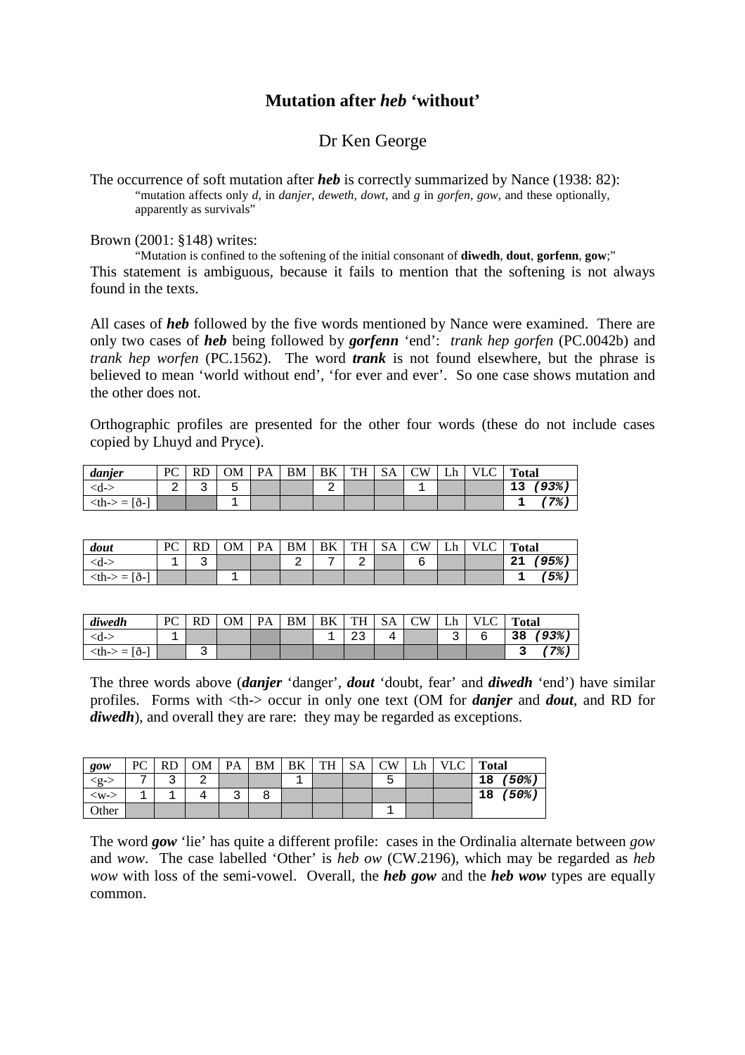# Mutation after *heb* 'without'

## Dr Ken George

The occurrence of soft mutation after ***heb*** is correctly summarized by Nance (1938: 82):

> "mutation affects only *d*, in *danjer, deweth, dowt,* and *g* in *gorfen, gow,* and these optionally, apparently as survivals"

Brown (2001: §148) writes:

> "Mutation is confined to the softening of the initial consonant of **diwedh**, **dout**, **gorfenn**, **gow**;"

This statement is ambiguous, because it fails to mention that the softening is not always found in the texts.

All cases of ***heb*** followed by the five words mentioned by Nance were examined. There are only two cases of ***heb*** being followed by ***gorfenn*** 'end': *trank hep gorfen* (PC.0042b) and *trank hep worfen* (PC.1562). The word ***trank*** is not found elsewhere, but the phrase is believed to mean 'world without end', 'for ever and ever'. So one case shows mutation and the other does not.

Orthographic profiles are presented for the other four words (these do not include cases copied by Lhuyd and Pryce).

| *danjer* | PC | RD | OM | PA | BM | BK | TH | SA | CW | Lh | VLC | Total |
|---|---|---|---|---|---|---|---|---|---|---|---|---|
| <d-> | 2 | 3 | 5 | | | 2 | | | 1 | | | 13 *(93%)* |
| <th-> = [ð-] | | | 1 | | | | | | | | | 1 *(7%)* |

| *dout* | PC | RD | OM | PA | BM | BK | TH | SA | CW | Lh | VLC | Total |
|---|---|---|---|---|---|---|---|---|---|---|---|---|
| <d-> | 1 | 3 | | | 2 | 7 | 2 | | 6 | | | 21 *(95%)* |
| <th-> = [ð-] | | | 1 | | | | | | | | | 1 *(5%)* |

| *diwedh* | PC | RD | OM | PA | BM | BK | TH | SA | CW | Lh | VLC | Total |
|---|---|---|---|---|---|---|---|---|---|---|---|---|
| <d-> | 1 | | | | | 1 | 23 | 4 | | 3 | 6 | 38 *(93%)* |
| <th-> = [ð-] | | 3 | | | | | | | | | | 3 *(7%)* |

The three words above (***danjer*** 'danger', ***dout*** 'doubt, fear' and ***diwedh*** 'end') have similar profiles. Forms with <th-> occur in only one text (OM for ***danjer*** and ***dout***, and RD for ***diwedh***), and overall they are rare: they may be regarded as exceptions.

| *gow* | PC | RD | OM | PA | BM | BK | TH | SA | CW | Lh | VLC | Total |
|---|---|---|---|---|---|---|---|---|---|---|---|---|
| <g-> | 7 | 3 | 2 | | | 1 | | | 5 | | | 18 *(50%)* |
| <w-> | 1 | 1 | 4 | 3 | 8 | | | | | | | 18 *(50%)* |
| Other | | | | | | | | | 1 | | | |

The word ***gow*** 'lie' has quite a different profile: cases in the Ordinalia alternate between *gow* and *wow*. The case labelled 'Other' is *heb ow* (CW.2196), which may be regarded as *heb wow* with loss of the semi-vowel. Overall, the ***heb gow*** and the ***heb wow*** types are equally common.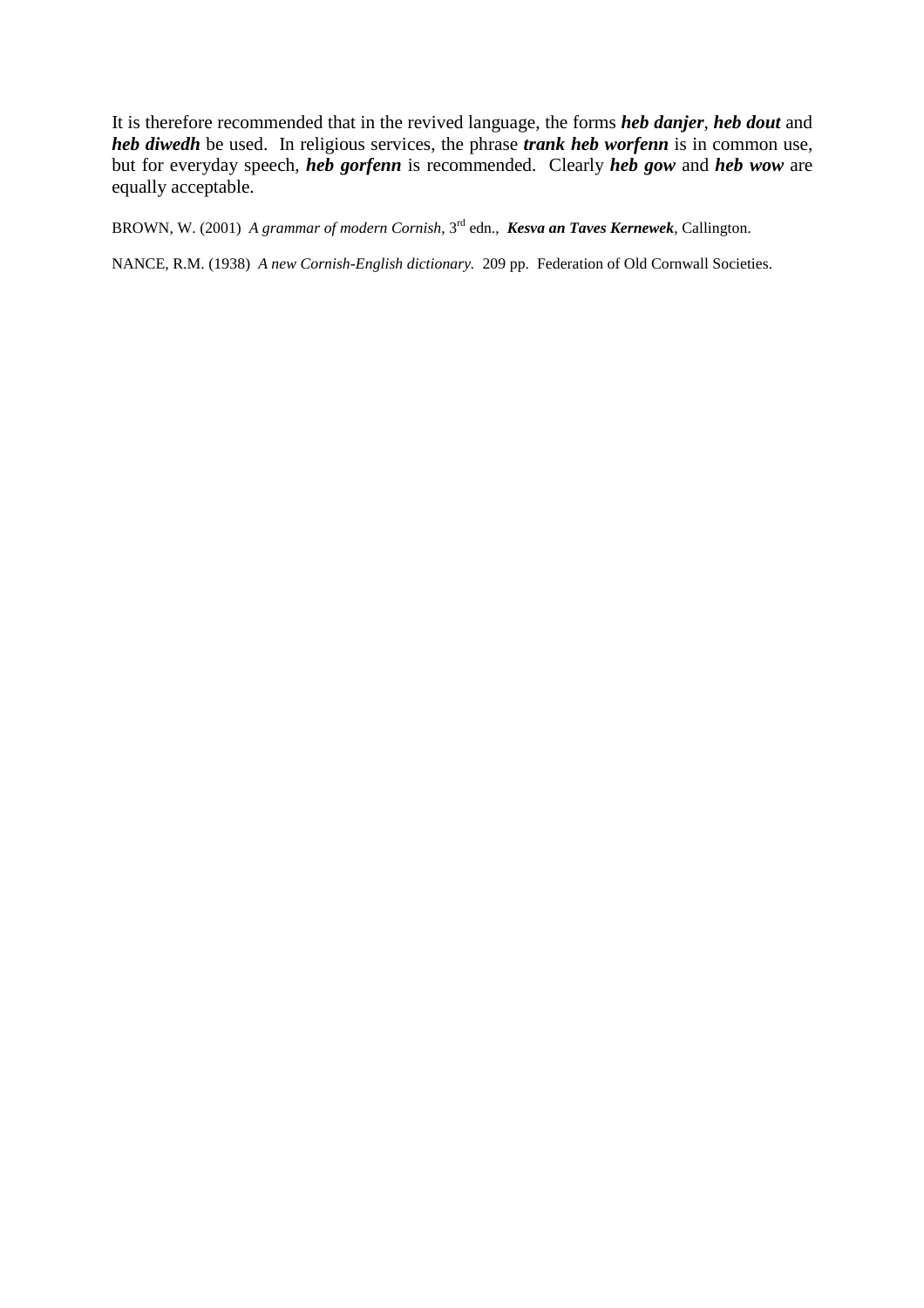It is therefore recommended that in the revived language, the forms ***heb danjer***, ***heb dout*** and ***heb diwedh*** be used. In religious services, the phrase ***trank heb worfenn*** is in common use, but for everyday speech, ***heb gorfenn*** is recommended. Clearly ***heb gow*** and ***heb wow*** are equally acceptable.

BROWN, W. (2001) *A grammar of modern Cornish*, 3rd edn., ***Kesva an Taves Kernewek***, Callington.

NANCE, R.M. (1938) *A new Cornish-English dictionary.* 209 pp. Federation of Old Cornwall Societies.